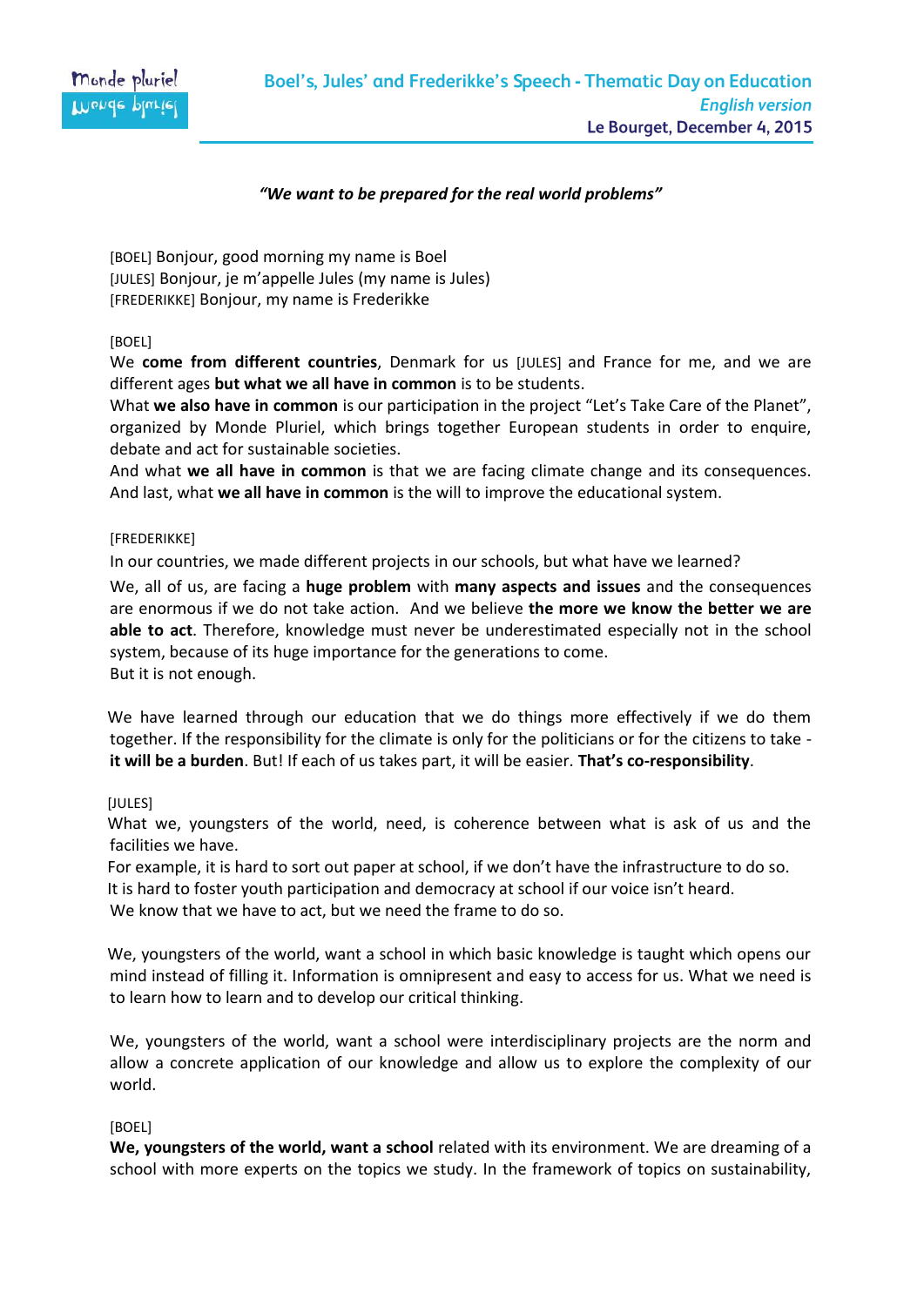**Boel's, Jules' and Frederikke's Speech - Thematic Day on Education**
*English version*
**Le Bourget, December 4, 2015**

***"We want to be prepared for the real world problems"***

[BOEL] Bonjour, good morning my name is Boel
[JULES] Bonjour, je m'appelle Jules (my name is Jules)
[FREDERIKKE] Bonjour, my name is Frederikke

[BOEL]
We **come from different countries**, Denmark for us [JULES] and France for me, and we are different ages **but what we all have in common** is to be students.
What **we also have in common** is our participation in the project "Let's Take Care of the Planet", organized by Monde Pluriel, which brings together European students in order to enquire, debate and act for sustainable societies.
And what **we all have in common** is that we are facing climate change and its consequences. And last, what **we all have in common** is the will to improve the educational system.

[FREDERIKKE]
In our countries, we made different projects in our schools, but what have we learned?
We, all of us, are facing a **huge problem** with **many aspects and issues** and the consequences are enormous if we do not take action. And we believe **the more we know the better we are able to act**. Therefore, knowledge must never be underestimated especially not in the school system, because of its huge importance for the generations to come.
But it is not enough.

We have learned through our education that we do things more effectively if we do them together. If the responsibility for the climate is only for the politicians or for the citizens to take - **it will be a burden**. But! If each of us takes part, it will be easier. **That's co-responsibility**.

[JULES]
What we, youngsters of the world, need, is coherence between what is ask of us and the facilities we have.
For example, it is hard to sort out paper at school, if we don't have the infrastructure to do so.
It is hard to foster youth participation and democracy at school if our voice isn't heard.
We know that we have to act, but we need the frame to do so.

We, youngsters of the world, want a school in which basic knowledge is taught which opens our mind instead of filling it. Information is omnipresent and easy to access for us. What we need is to learn how to learn and to develop our critical thinking.

We, youngsters of the world, want a school were interdisciplinary projects are the norm and allow a concrete application of our knowledge and allow us to explore the complexity of our world.

[BOEL]
**We, youngsters of the world, want a school** related with its environment. We are dreaming of a school with more experts on the topics we study. In the framework of topics on sustainability,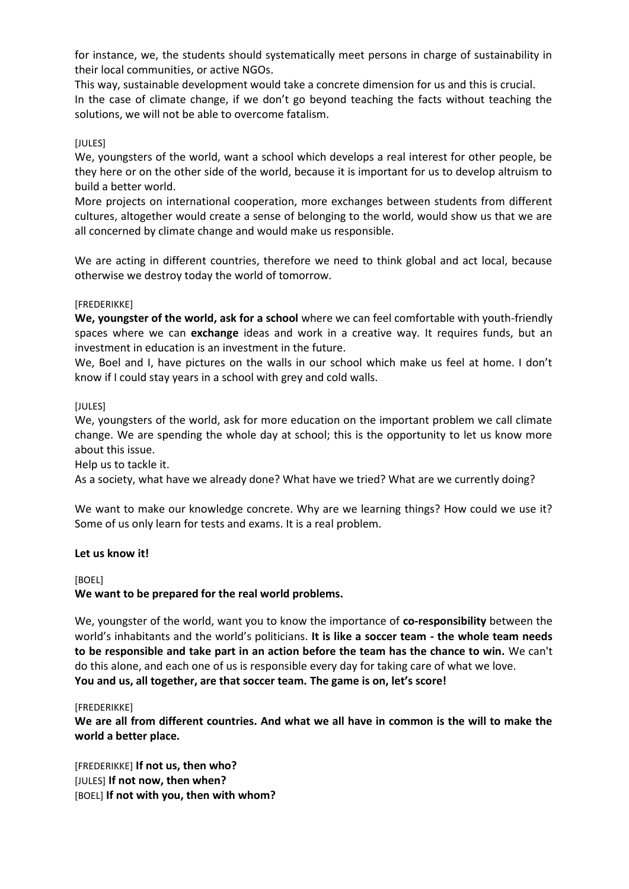for instance, we, the students should systematically meet persons in charge of sustainability in their local communities, or active NGOs.
This way, sustainable development would take a concrete dimension for us and this is crucial.
In the case of climate change, if we don't go beyond teaching the facts without teaching the solutions, we will not be able to overcome fatalism.

[JULES]

We, youngsters of the world, want a school which develops a real interest for other people, be they here or on the other side of the world, because it is important for us to develop altruism to build a better world.
More projects on international cooperation, more exchanges between students from different cultures, altogether would create a sense of belonging to the world, would show us that we are all concerned by climate change and would make us responsible.

We are acting in different countries, therefore we need to think global and act local, because otherwise we destroy today the world of tomorrow.

[FREDERIKKE]

**We, youngster of the world, ask for a school** where we can feel comfortable with youth-friendly spaces where we can **exchange** ideas and work in a creative way. It requires funds, but an investment in education is an investment in the future.
We, Boel and I, have pictures on the walls in our school which make us feel at home. I don't know if I could stay years in a school with grey and cold walls.

[JULES]

We, youngsters of the world, ask for more education on the important problem we call climate change. We are spending the whole day at school; this is the opportunity to let us know more about this issue.
Help us to tackle it.
As a society, what have we already done? What have we tried? What are we currently doing?

We want to make our knowledge concrete. Why are we learning things? How could we use it? Some of us only learn for tests and exams. It is a real problem.

**Let us know it!**

[BOEL]

**We want to be prepared for the real world problems.**

We, youngster of the world, want you to know the importance of **co-responsibility** between the world's inhabitants and the world's politicians. **It is like a soccer team - the whole team needs to be responsible and take part in an action before the team has the chance to win.** We can't do this alone, and each one of us is responsible every day for taking care of what we love.
**You and us, all together, are that soccer team. The game is on, let's score!**

[FREDERIKKE]

**We are all from different countries. And what we all have in common is the will to make the world a better place.**

[FREDERIKKE] **If not us, then who?**
[JULES] **If not now, then when?**
[BOEL] **If not with you, then with whom?**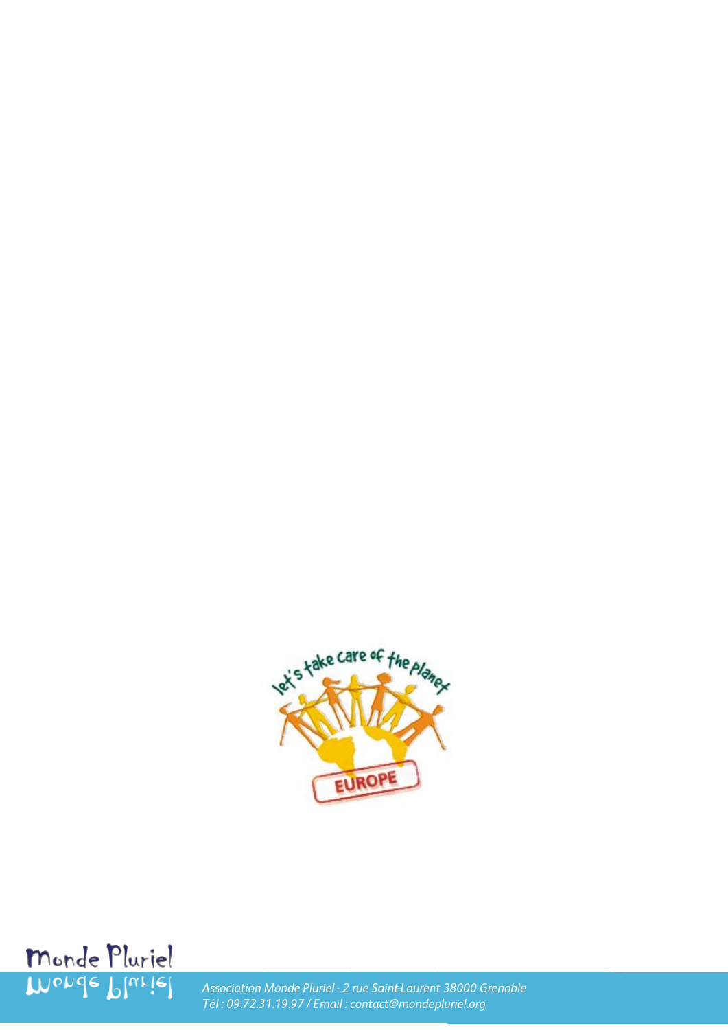let's take care of the planet

EUROPE

Monde Pluriel

*Association Monde Pluriel - 2 rue Saint-Laurent 38000 Grenoble*
*Tél : 09.72.31.19.97 / Email : contact@mondepluriel.org*